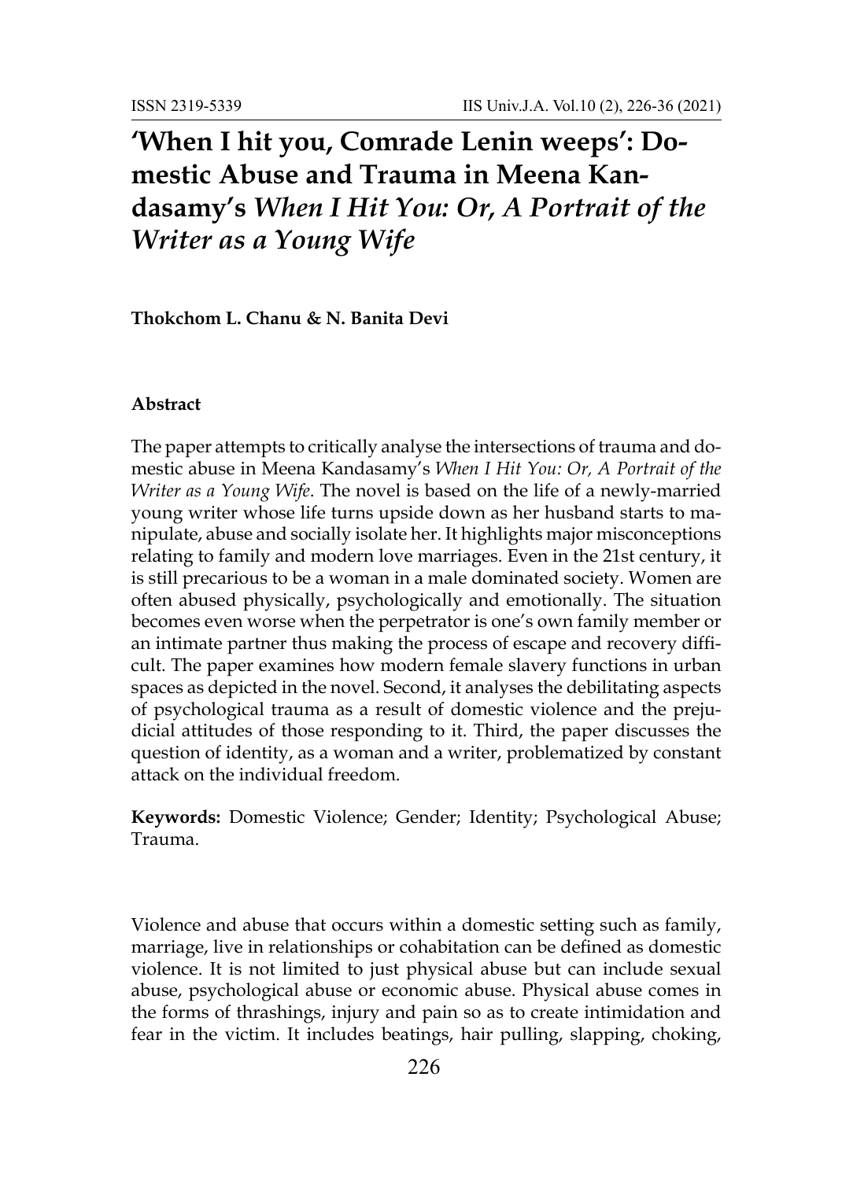# 'When I hit you, Comrade Lenin weeps': Domestic Abuse and Trauma in Meena Kandasamy's *When I Hit You: Or, A Portrait of the Writer as a Young Wife*

**Thokchom L. Chanu & N. Banita Devi**

## Abstract

The paper attempts to critically analyse the intersections of trauma and domestic abuse in Meena Kandasamy's *When I Hit You: Or, A Portrait of the Writer as a Young Wife*. The novel is based on the life of a newly-married young writer whose life turns upside down as her husband starts to manipulate, abuse and socially isolate her. It highlights major misconceptions relating to family and modern love marriages. Even in the 21st century, it is still precarious to be a woman in a male dominated society. Women are often abused physically, psychologically and emotionally. The situation becomes even worse when the perpetrator is one's own family member or an intimate partner thus making the process of escape and recovery difficult. The paper examines how modern female slavery functions in urban spaces as depicted in the novel. Second, it analyses the debilitating aspects of psychological trauma as a result of domestic violence and the prejudicial attitudes of those responding to it. Third, the paper discusses the question of identity, as a woman and a writer, problematized by constant attack on the individual freedom.

**Keywords:** Domestic Violence; Gender; Identity; Psychological Abuse; Trauma.

Violence and abuse that occurs within a domestic setting such as family, marriage, live in relationships or cohabitation can be defined as domestic violence. It is not limited to just physical abuse but can include sexual abuse, psychological abuse or economic abuse. Physical abuse comes in the forms of thrashings, injury and pain so as to create intimidation and fear in the victim. It includes beatings, hair pulling, slapping, choking,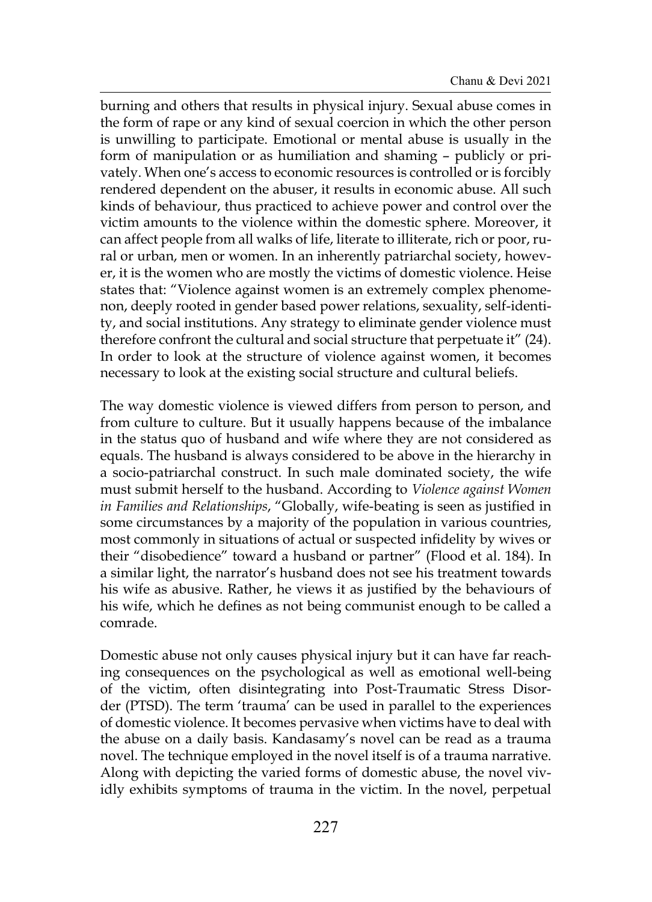burning and others that results in physical injury. Sexual abuse comes in the form of rape or any kind of sexual coercion in which the other person is unwilling to participate. Emotional or mental abuse is usually in the form of manipulation or as humiliation and shaming – publicly or privately. When one's access to economic resources is controlled or is forcibly rendered dependent on the abuser, it results in economic abuse. All such kinds of behaviour, thus practiced to achieve power and control over the victim amounts to the violence within the domestic sphere. Moreover, it can affect people from all walks of life, literate to illiterate, rich or poor, rural or urban, men or women. In an inherently patriarchal society, however, it is the women who are mostly the victims of domestic violence. Heise states that: "Violence against women is an extremely complex phenomenon, deeply rooted in gender based power relations, sexuality, self-identity, and social institutions. Any strategy to eliminate gender violence must therefore confront the cultural and social structure that perpetuate it" (24). In order to look at the structure of violence against women, it becomes necessary to look at the existing social structure and cultural beliefs.

The way domestic violence is viewed differs from person to person, and from culture to culture. But it usually happens because of the imbalance in the status quo of husband and wife where they are not considered as equals. The husband is always considered to be above in the hierarchy in a socio-patriarchal construct. In such male dominated society, the wife must submit herself to the husband. According to *Violence against Women in Families and Relationships*, "Globally, wife-beating is seen as justified in some circumstances by a majority of the population in various countries, most commonly in situations of actual or suspected infidelity by wives or their "disobedience" toward a husband or partner" (Flood et al. 184). In a similar light, the narrator's husband does not see his treatment towards his wife as abusive. Rather, he views it as justified by the behaviours of his wife, which he defines as not being communist enough to be called a comrade.

Domestic abuse not only causes physical injury but it can have far reaching consequences on the psychological as well as emotional well-being of the victim, often disintegrating into Post-Traumatic Stress Disorder (PTSD). The term 'trauma' can be used in parallel to the experiences of domestic violence. It becomes pervasive when victims have to deal with the abuse on a daily basis. Kandasamy's novel can be read as a trauma novel. The technique employed in the novel itself is of a trauma narrative. Along with depicting the varied forms of domestic abuse, the novel vividly exhibits symptoms of trauma in the victim. In the novel, perpetual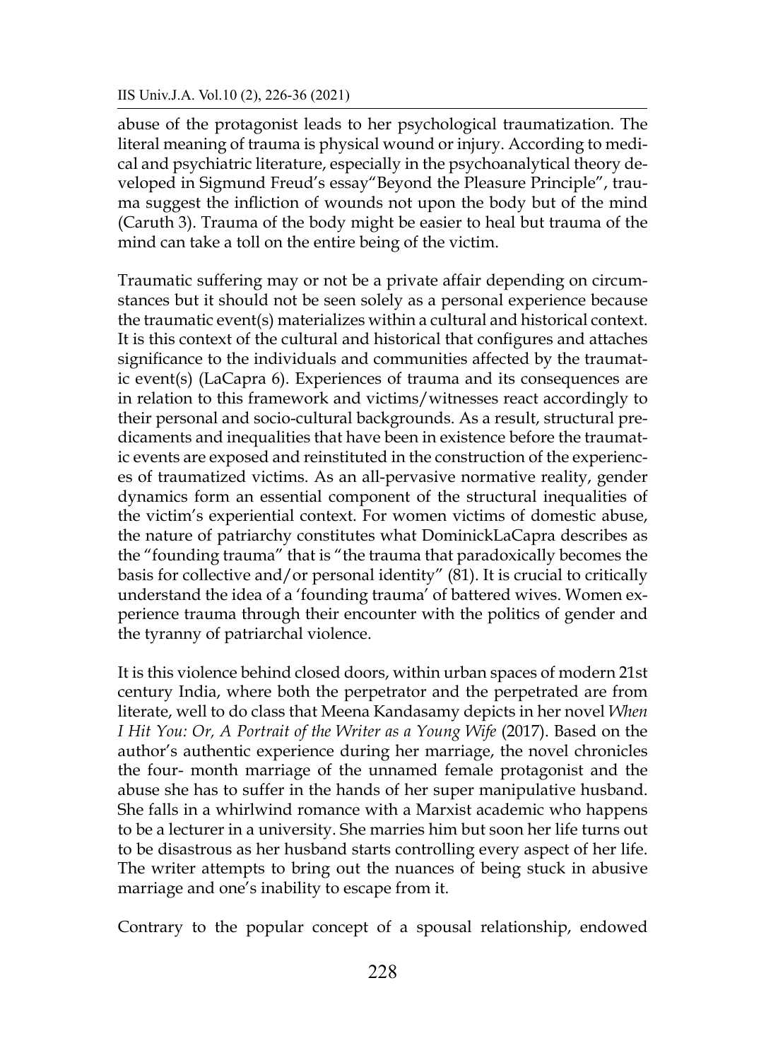abuse of the protagonist leads to her psychological traumatization. The literal meaning of trauma is physical wound or injury. According to medical and psychiatric literature, especially in the psychoanalytical theory developed in Sigmund Freud's essay"Beyond the Pleasure Principle", trauma suggest the infliction of wounds not upon the body but of the mind (Caruth 3). Trauma of the body might be easier to heal but trauma of the mind can take a toll on the entire being of the victim.

Traumatic suffering may or not be a private affair depending on circumstances but it should not be seen solely as a personal experience because the traumatic event(s) materializes within a cultural and historical context. It is this context of the cultural and historical that configures and attaches significance to the individuals and communities affected by the traumatic event(s) (LaCapra 6). Experiences of trauma and its consequences are in relation to this framework and victims/witnesses react accordingly to their personal and socio-cultural backgrounds. As a result, structural predicaments and inequalities that have been in existence before the traumatic events are exposed and reinstituted in the construction of the experiences of traumatized victims. As an all-pervasive normative reality, gender dynamics form an essential component of the structural inequalities of the victim's experiential context. For women victims of domestic abuse, the nature of patriarchy constitutes what DominickLaCapra describes as the "founding trauma" that is "the trauma that paradoxically becomes the basis for collective and/or personal identity" (81). It is crucial to critically understand the idea of a 'founding trauma' of battered wives. Women experience trauma through their encounter with the politics of gender and the tyranny of patriarchal violence.

It is this violence behind closed doors, within urban spaces of modern 21st century India, where both the perpetrator and the perpetrated are from literate, well to do class that Meena Kandasamy depicts in her novel *When I Hit You: Or, A Portrait of the Writer as a Young Wife* (2017). Based on the author's authentic experience during her marriage, the novel chronicles the four- month marriage of the unnamed female protagonist and the abuse she has to suffer in the hands of her super manipulative husband. She falls in a whirlwind romance with a Marxist academic who happens to be a lecturer in a university. She marries him but soon her life turns out to be disastrous as her husband starts controlling every aspect of her life. The writer attempts to bring out the nuances of being stuck in abusive marriage and one's inability to escape from it.

Contrary to the popular concept of a spousal relationship, endowed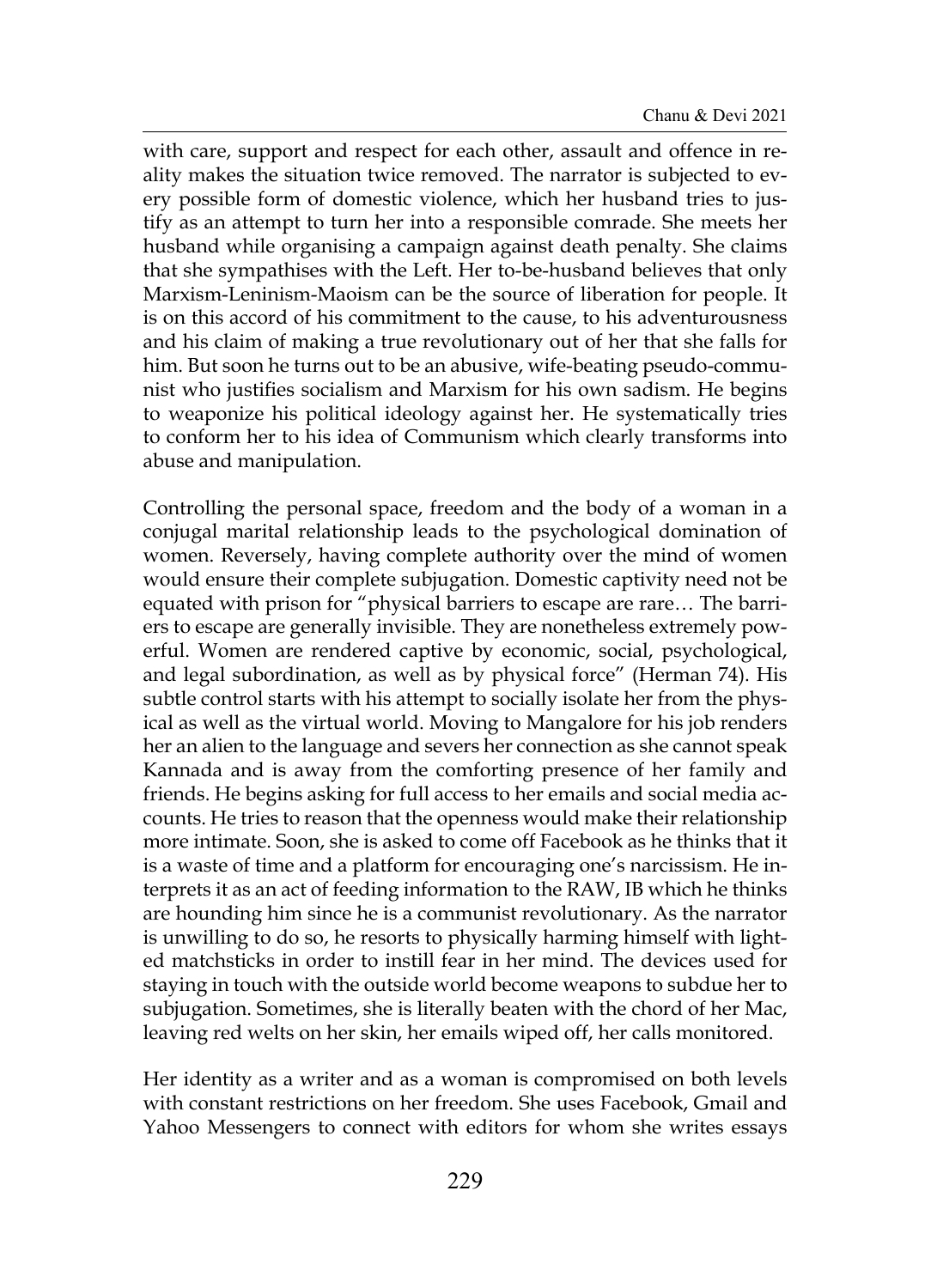with care, support and respect for each other, assault and offence in reality makes the situation twice removed. The narrator is subjected to every possible form of domestic violence, which her husband tries to justify as an attempt to turn her into a responsible comrade. She meets her husband while organising a campaign against death penalty. She claims that she sympathises with the Left. Her to-be-husband believes that only Marxism-Leninism-Maoism can be the source of liberation for people. It is on this accord of his commitment to the cause, to his adventurousness and his claim of making a true revolutionary out of her that she falls for him. But soon he turns out to be an abusive, wife-beating pseudo-communist who justifies socialism and Marxism for his own sadism. He begins to weaponize his political ideology against her. He systematically tries to conform her to his idea of Communism which clearly transforms into abuse and manipulation.

Controlling the personal space, freedom and the body of a woman in a conjugal marital relationship leads to the psychological domination of women. Reversely, having complete authority over the mind of women would ensure their complete subjugation. Domestic captivity need not be equated with prison for "physical barriers to escape are rare… The barriers to escape are generally invisible. They are nonetheless extremely powerful. Women are rendered captive by economic, social, psychological, and legal subordination, as well as by physical force" (Herman 74). His subtle control starts with his attempt to socially isolate her from the physical as well as the virtual world. Moving to Mangalore for his job renders her an alien to the language and severs her connection as she cannot speak Kannada and is away from the comforting presence of her family and friends. He begins asking for full access to her emails and social media accounts. He tries to reason that the openness would make their relationship more intimate. Soon, she is asked to come off Facebook as he thinks that it is a waste of time and a platform for encouraging one's narcissism. He interprets it as an act of feeding information to the RAW, IB which he thinks are hounding him since he is a communist revolutionary. As the narrator is unwilling to do so, he resorts to physically harming himself with lighted matchsticks in order to instill fear in her mind. The devices used for staying in touch with the outside world become weapons to subdue her to subjugation. Sometimes, she is literally beaten with the chord of her Mac, leaving red welts on her skin, her emails wiped off, her calls monitored.

Her identity as a writer and as a woman is compromised on both levels with constant restrictions on her freedom. She uses Facebook, Gmail and Yahoo Messengers to connect with editors for whom she writes essays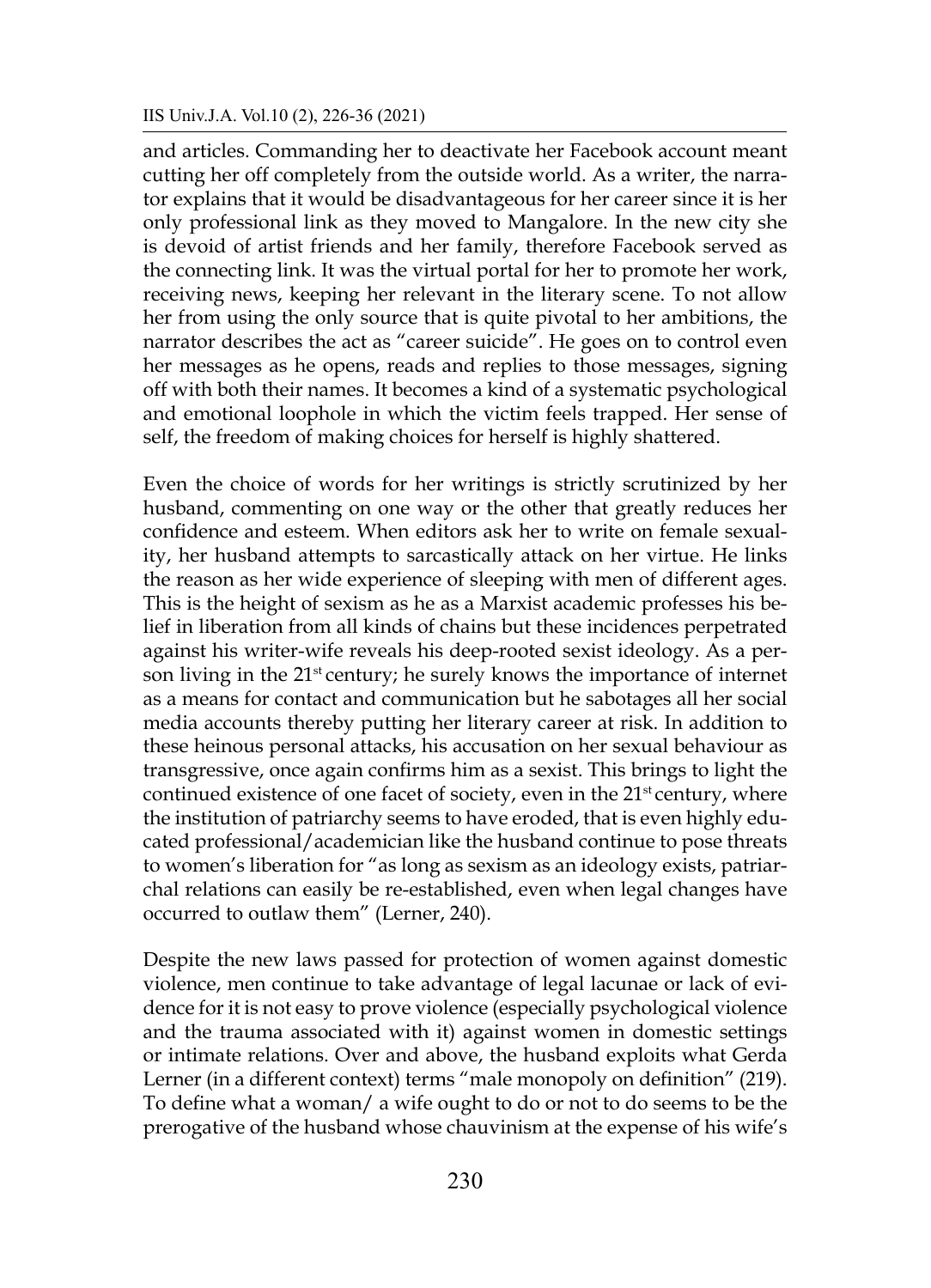and articles. Commanding her to deactivate her Facebook account meant cutting her off completely from the outside world. As a writer, the narrator explains that it would be disadvantageous for her career since it is her only professional link as they moved to Mangalore. In the new city she is devoid of artist friends and her family, therefore Facebook served as the connecting link. It was the virtual portal for her to promote her work, receiving news, keeping her relevant in the literary scene. To not allow her from using the only source that is quite pivotal to her ambitions, the narrator describes the act as "career suicide". He goes on to control even her messages as he opens, reads and replies to those messages, signing off with both their names. It becomes a kind of a systematic psychological and emotional loophole in which the victim feels trapped. Her sense of self, the freedom of making choices for herself is highly shattered.

Even the choice of words for her writings is strictly scrutinized by her husband, commenting on one way or the other that greatly reduces her confidence and esteem. When editors ask her to write on female sexuality, her husband attempts to sarcastically attack on her virtue. He links the reason as her wide experience of sleeping with men of different ages. This is the height of sexism as he as a Marxist academic professes his belief in liberation from all kinds of chains but these incidences perpetrated against his writer-wife reveals his deep-rooted sexist ideology. As a person living in the 21st century; he surely knows the importance of internet as a means for contact and communication but he sabotages all her social media accounts thereby putting her literary career at risk. In addition to these heinous personal attacks, his accusation on her sexual behaviour as transgressive, once again confirms him as a sexist. This brings to light the continued existence of one facet of society, even in the 21st century, where the institution of patriarchy seems to have eroded, that is even highly educated professional/academician like the husband continue to pose threats to women's liberation for "as long as sexism as an ideology exists, patriarchal relations can easily be re-established, even when legal changes have occurred to outlaw them" (Lerner, 240).

Despite the new laws passed for protection of women against domestic violence, men continue to take advantage of legal lacunae or lack of evidence for it is not easy to prove violence (especially psychological violence and the trauma associated with it) against women in domestic settings or intimate relations. Over and above, the husband exploits what Gerda Lerner (in a different context) terms "male monopoly on definition" (219). To define what a woman/ a wife ought to do or not to do seems to be the prerogative of the husband whose chauvinism at the expense of his wife's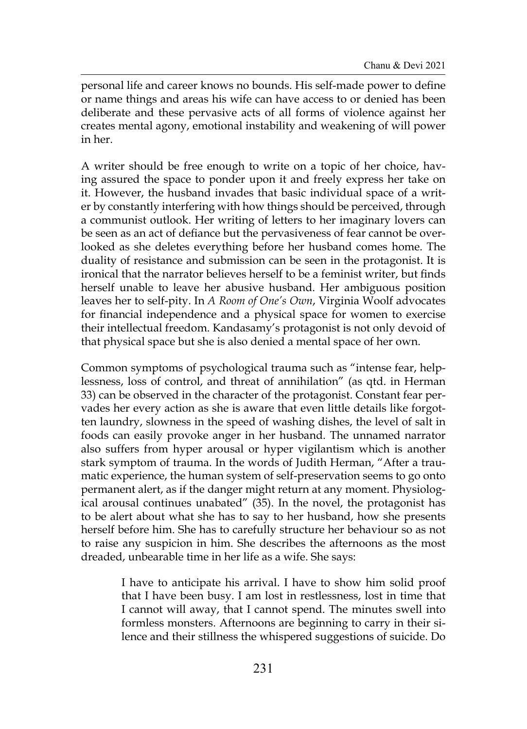personal life and career knows no bounds. His self-made power to define or name things and areas his wife can have access to or denied has been deliberate and these pervasive acts of all forms of violence against her creates mental agony, emotional instability and weakening of will power in her.

A writer should be free enough to write on a topic of her choice, having assured the space to ponder upon it and freely express her take on it. However, the husband invades that basic individual space of a writer by constantly interfering with how things should be perceived, through a communist outlook. Her writing of letters to her imaginary lovers can be seen as an act of defiance but the pervasiveness of fear cannot be overlooked as she deletes everything before her husband comes home. The duality of resistance and submission can be seen in the protagonist. It is ironical that the narrator believes herself to be a feminist writer, but finds herself unable to leave her abusive husband. Her ambiguous position leaves her to self-pity. In *A Room of One's Own*, Virginia Woolf advocates for financial independence and a physical space for women to exercise their intellectual freedom. Kandasamy's protagonist is not only devoid of that physical space but she is also denied a mental space of her own.

Common symptoms of psychological trauma such as "intense fear, helplessness, loss of control, and threat of annihilation" (as qtd. in Herman 33) can be observed in the character of the protagonist. Constant fear pervades her every action as she is aware that even little details like forgotten laundry, slowness in the speed of washing dishes, the level of salt in foods can easily provoke anger in her husband. The unnamed narrator also suffers from hyper arousal or hyper vigilantism which is another stark symptom of trauma. In the words of Judith Herman, "After a traumatic experience, the human system of self-preservation seems to go onto permanent alert, as if the danger might return at any moment. Physiological arousal continues unabated" (35). In the novel, the protagonist has to be alert about what she has to say to her husband, how she presents herself before him. She has to carefully structure her behaviour so as not to raise any suspicion in him. She describes the afternoons as the most dreaded, unbearable time in her life as a wife. She says:

> I have to anticipate his arrival. I have to show him solid proof that I have been busy. I am lost in restlessness, lost in time that I cannot will away, that I cannot spend. The minutes swell into formless monsters. Afternoons are beginning to carry in their silence and their stillness the whispered suggestions of suicide. Do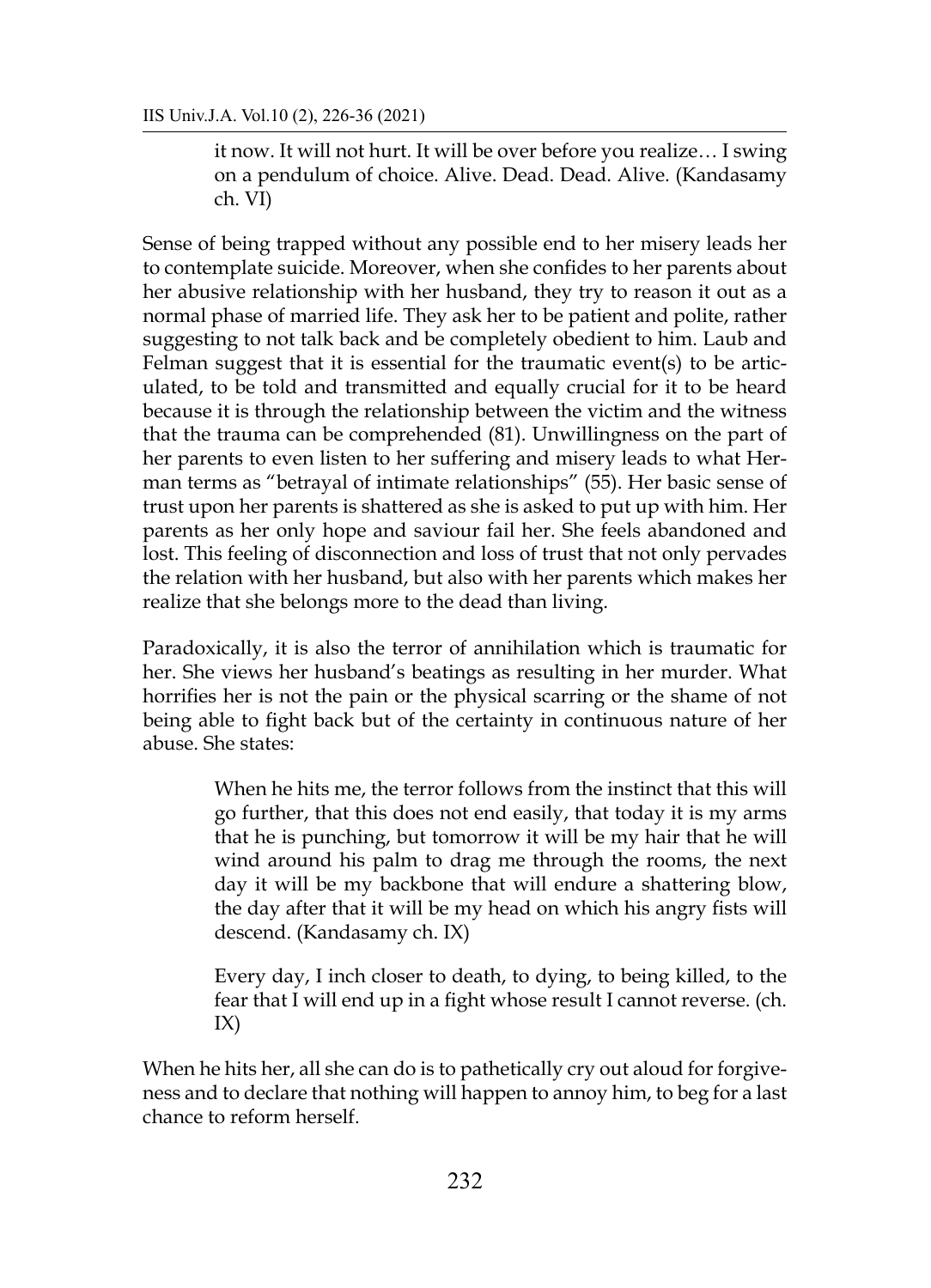> it now. It will not hurt. It will be over before you realize… I swing on a pendulum of choice. Alive. Dead. Dead. Alive. (Kandasamy ch. VI)

Sense of being trapped without any possible end to her misery leads her to contemplate suicide. Moreover, when she confides to her parents about her abusive relationship with her husband, they try to reason it out as a normal phase of married life. They ask her to be patient and polite, rather suggesting to not talk back and be completely obedient to him. Laub and Felman suggest that it is essential for the traumatic event(s) to be articulated, to be told and transmitted and equally crucial for it to be heard because it is through the relationship between the victim and the witness that the trauma can be comprehended (81). Unwillingness on the part of her parents to even listen to her suffering and misery leads to what Herman terms as "betrayal of intimate relationships" (55). Her basic sense of trust upon her parents is shattered as she is asked to put up with him. Her parents as her only hope and saviour fail her. She feels abandoned and lost. This feeling of disconnection and loss of trust that not only pervades the relation with her husband, but also with her parents which makes her realize that she belongs more to the dead than living.

Paradoxically, it is also the terror of annihilation which is traumatic for her. She views her husband's beatings as resulting in her murder. What horrifies her is not the pain or the physical scarring or the shame of not being able to fight back but of the certainty in continuous nature of her abuse. She states:

> When he hits me, the terror follows from the instinct that this will go further, that this does not end easily, that today it is my arms that he is punching, but tomorrow it will be my hair that he will wind around his palm to drag me through the rooms, the next day it will be my backbone that will endure a shattering blow, the day after that it will be my head on which his angry fists will descend. (Kandasamy ch. IX)
>
> Every day, I inch closer to death, to dying, to being killed, to the fear that I will end up in a fight whose result I cannot reverse. (ch. IX)

When he hits her, all she can do is to pathetically cry out aloud for forgiveness and to declare that nothing will happen to annoy him, to beg for a last chance to reform herself.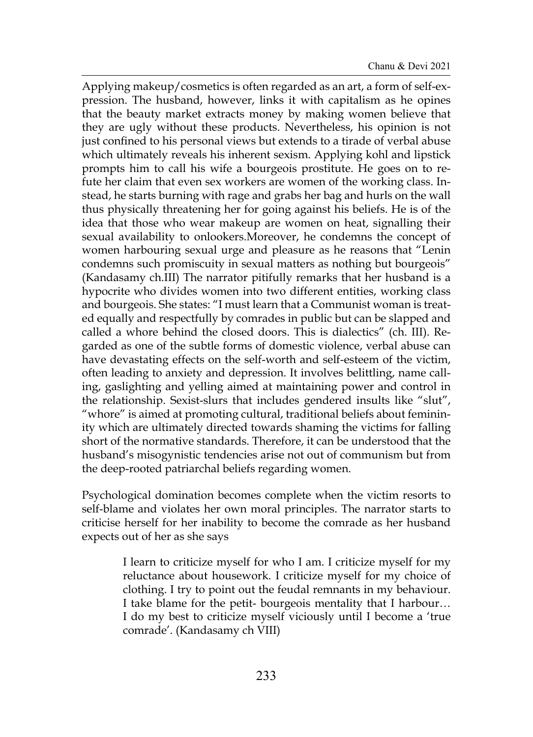Applying makeup/cosmetics is often regarded as an art, a form of self-expression. The husband, however, links it with capitalism as he opines that the beauty market extracts money by making women believe that they are ugly without these products. Nevertheless, his opinion is not just confined to his personal views but extends to a tirade of verbal abuse which ultimately reveals his inherent sexism. Applying kohl and lipstick prompts him to call his wife a bourgeois prostitute. He goes on to refute her claim that even sex workers are women of the working class. Instead, he starts burning with rage and grabs her bag and hurls on the wall thus physically threatening her for going against his beliefs. He is of the idea that those who wear makeup are women on heat, signalling their sexual availability to onlookers.Moreover, he condemns the concept of women harbouring sexual urge and pleasure as he reasons that "Lenin condemns such promiscuity in sexual matters as nothing but bourgeois" (Kandasamy ch.III) The narrator pitifully remarks that her husband is a hypocrite who divides women into two different entities, working class and bourgeois. She states: "I must learn that a Communist woman is treated equally and respectfully by comrades in public but can be slapped and called a whore behind the closed doors. This is dialectics" (ch. III). Regarded as one of the subtle forms of domestic violence, verbal abuse can have devastating effects on the self-worth and self-esteem of the victim, often leading to anxiety and depression. It involves belittling, name calling, gaslighting and yelling aimed at maintaining power and control in the relationship. Sexist-slurs that includes gendered insults like "slut", "whore" is aimed at promoting cultural, traditional beliefs about femininity which are ultimately directed towards shaming the victims for falling short of the normative standards. Therefore, it can be understood that the husband's misogynistic tendencies arise not out of communism but from the deep-rooted patriarchal beliefs regarding women.

Psychological domination becomes complete when the victim resorts to self-blame and violates her own moral principles. The narrator starts to criticise herself for her inability to become the comrade as her husband expects out of her as she says

> I learn to criticize myself for who I am. I criticize myself for my reluctance about housework. I criticize myself for my choice of clothing. I try to point out the feudal remnants in my behaviour. I take blame for the petit- bourgeois mentality that I harbour… I do my best to criticize myself viciously until I become a 'true comrade'. (Kandasamy ch VIII)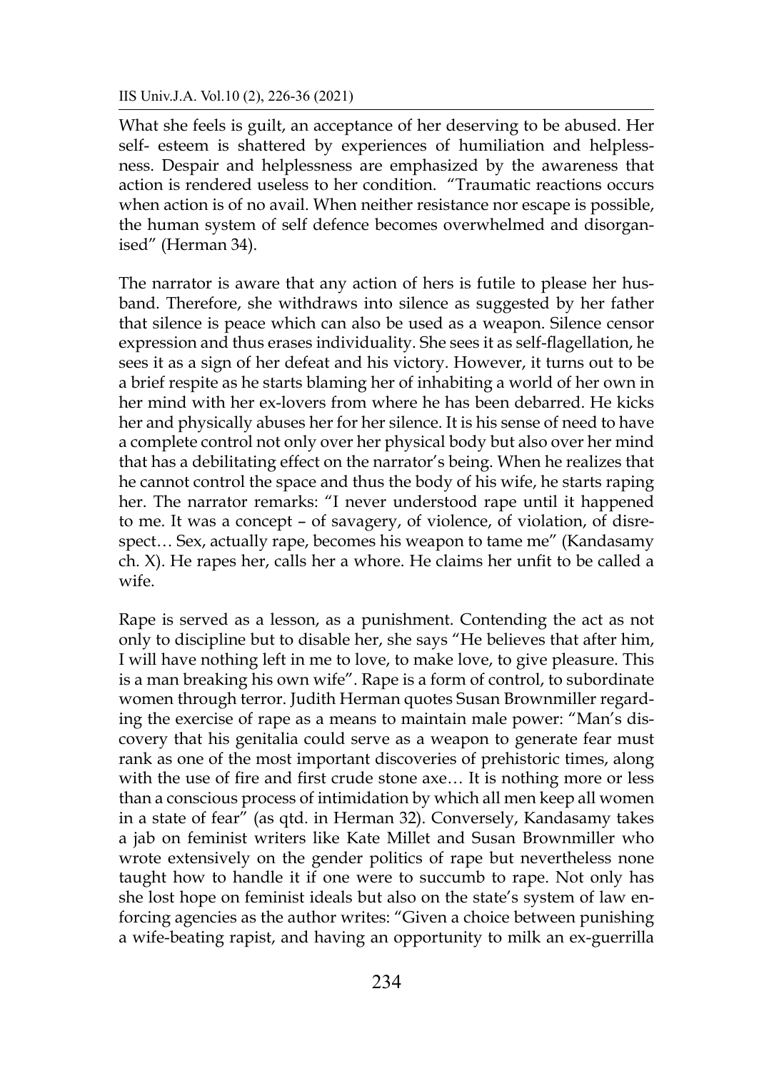What she feels is guilt, an acceptance of her deserving to be abused. Her self- esteem is shattered by experiences of humiliation and helplessness. Despair and helplessness are emphasized by the awareness that action is rendered useless to her condition. "Traumatic reactions occurs when action is of no avail. When neither resistance nor escape is possible, the human system of self defence becomes overwhelmed and disorganised" (Herman 34).

The narrator is aware that any action of hers is futile to please her husband. Therefore, she withdraws into silence as suggested by her father that silence is peace which can also be used as a weapon. Silence censor expression and thus erases individuality. She sees it as self-flagellation, he sees it as a sign of her defeat and his victory. However, it turns out to be a brief respite as he starts blaming her of inhabiting a world of her own in her mind with her ex-lovers from where he has been debarred. He kicks her and physically abuses her for her silence. It is his sense of need to have a complete control not only over her physical body but also over her mind that has a debilitating effect on the narrator's being. When he realizes that he cannot control the space and thus the body of his wife, he starts raping her. The narrator remarks: "I never understood rape until it happened to me. It was a concept – of savagery, of violence, of violation, of disrespect… Sex, actually rape, becomes his weapon to tame me" (Kandasamy ch. X). He rapes her, calls her a whore. He claims her unfit to be called a wife.

Rape is served as a lesson, as a punishment. Contending the act as not only to discipline but to disable her, she says "He believes that after him, I will have nothing left in me to love, to make love, to give pleasure. This is a man breaking his own wife". Rape is a form of control, to subordinate women through terror. Judith Herman quotes Susan Brownmiller regarding the exercise of rape as a means to maintain male power: "Man's discovery that his genitalia could serve as a weapon to generate fear must rank as one of the most important discoveries of prehistoric times, along with the use of fire and first crude stone axe… It is nothing more or less than a conscious process of intimidation by which all men keep all women in a state of fear" (as qtd. in Herman 32). Conversely, Kandasamy takes a jab on feminist writers like Kate Millet and Susan Brownmiller who wrote extensively on the gender politics of rape but nevertheless none taught how to handle it if one were to succumb to rape. Not only has she lost hope on feminist ideals but also on the state's system of law enforcing agencies as the author writes: "Given a choice between punishing a wife-beating rapist, and having an opportunity to milk an ex-guerrilla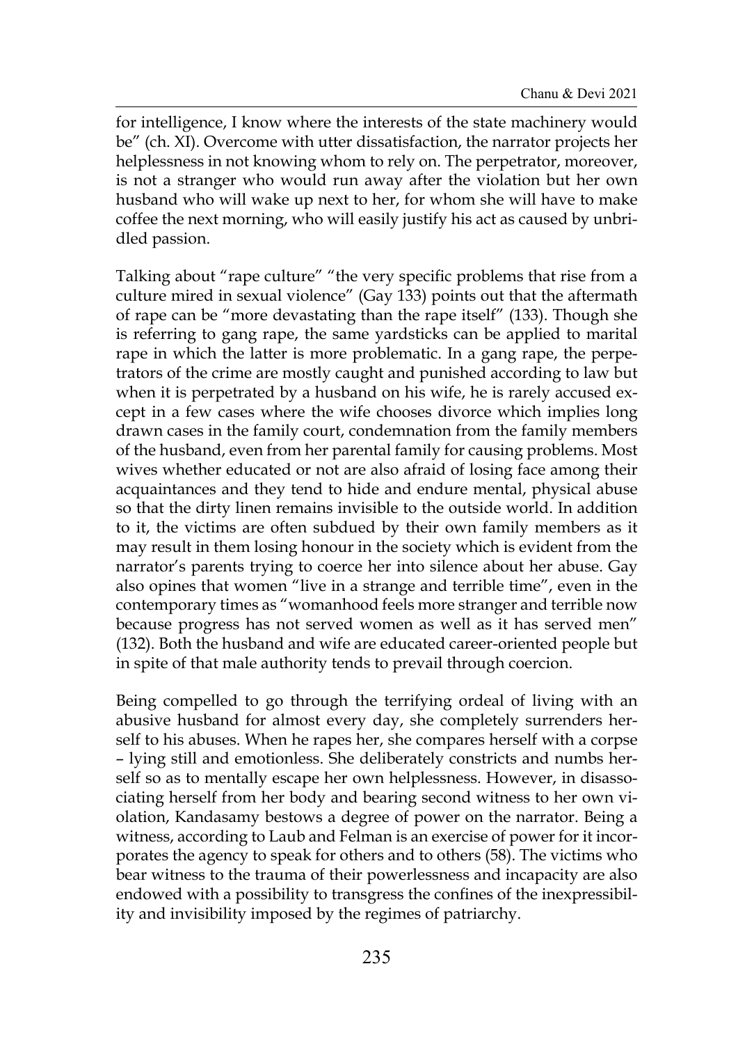for intelligence, I know where the interests of the state machinery would be" (ch. XI). Overcome with utter dissatisfaction, the narrator projects her helplessness in not knowing whom to rely on. The perpetrator, moreover, is not a stranger who would run away after the violation but her own husband who will wake up next to her, for whom she will have to make coffee the next morning, who will easily justify his act as caused by unbridled passion.

Talking about "rape culture" "the very specific problems that rise from a culture mired in sexual violence" (Gay 133) points out that the aftermath of rape can be "more devastating than the rape itself" (133). Though she is referring to gang rape, the same yardsticks can be applied to marital rape in which the latter is more problematic. In a gang rape, the perpetrators of the crime are mostly caught and punished according to law but when it is perpetrated by a husband on his wife, he is rarely accused except in a few cases where the wife chooses divorce which implies long drawn cases in the family court, condemnation from the family members of the husband, even from her parental family for causing problems. Most wives whether educated or not are also afraid of losing face among their acquaintances and they tend to hide and endure mental, physical abuse so that the dirty linen remains invisible to the outside world. In addition to it, the victims are often subdued by their own family members as it may result in them losing honour in the society which is evident from the narrator's parents trying to coerce her into silence about her abuse. Gay also opines that women "live in a strange and terrible time", even in the contemporary times as "womanhood feels more stranger and terrible now because progress has not served women as well as it has served men" (132). Both the husband and wife are educated career-oriented people but in spite of that male authority tends to prevail through coercion.

Being compelled to go through the terrifying ordeal of living with an abusive husband for almost every day, she completely surrenders herself to his abuses. When he rapes her, she compares herself with a corpse – lying still and emotionless. She deliberately constricts and numbs herself so as to mentally escape her own helplessness. However, in disassociating herself from her body and bearing second witness to her own violation, Kandasamy bestows a degree of power on the narrator. Being a witness, according to Laub and Felman is an exercise of power for it incorporates the agency to speak for others and to others (58). The victims who bear witness to the trauma of their powerlessness and incapacity are also endowed with a possibility to transgress the confines of the inexpressibility and invisibility imposed by the regimes of patriarchy.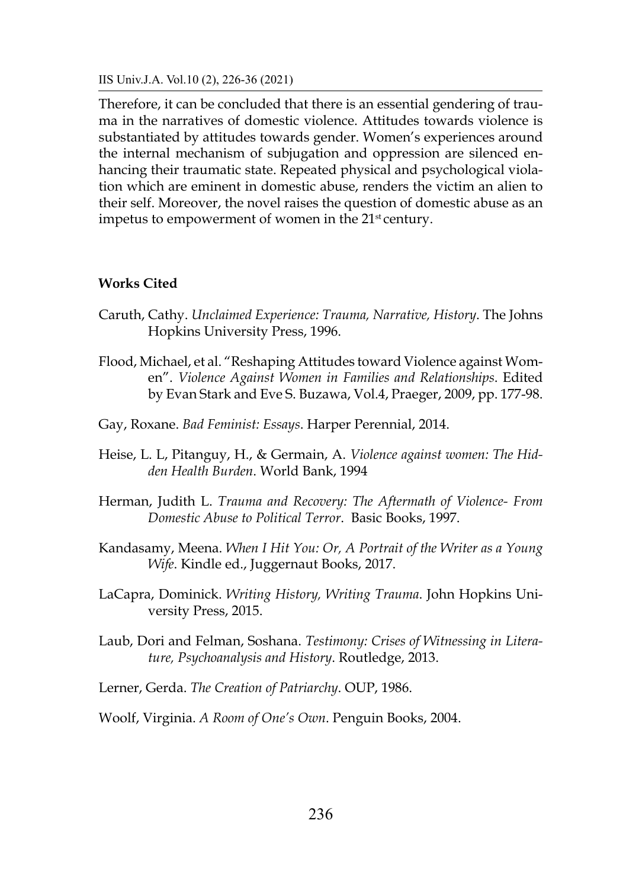Therefore, it can be concluded that there is an essential gendering of trauma in the narratives of domestic violence. Attitudes towards violence is substantiated by attitudes towards gender. Women's experiences around the internal mechanism of subjugation and oppression are silenced enhancing their traumatic state. Repeated physical and psychological violation which are eminent in domestic abuse, renders the victim an alien to their self. Moreover, the novel raises the question of domestic abuse as an impetus to empowerment of women in the 21st century.

**Works Cited**

Caruth, Cathy. *Unclaimed Experience: Trauma, Narrative, History*. The Johns Hopkins University Press, 1996.

Flood, Michael, et al. "Reshaping Attitudes toward Violence against Women". *Violence Against Women in Families and Relationships*. Edited by Evan Stark and Eve S. Buzawa, Vol.4, Praeger, 2009, pp. 177-98.

Gay, Roxane. *Bad Feminist: Essays*. Harper Perennial, 2014.

Heise, L. L, Pitanguy, H., & Germain, A. *Violence against women: The Hidden Health Burden*. World Bank, 1994

Herman, Judith L. *Trauma and Recovery: The Aftermath of Violence- From Domestic Abuse to Political Terror*. Basic Books, 1997.

Kandasamy, Meena. *When I Hit You: Or, A Portrait of the Writer as a Young Wife*. Kindle ed., Juggernaut Books, 2017.

LaCapra, Dominick. *Writing History, Writing Trauma*. John Hopkins University Press, 2015.

Laub, Dori and Felman, Soshana. *Testimony: Crises of Witnessing in Literature, Psychoanalysis and History*. Routledge, 2013.

Lerner, Gerda. *The Creation of Patriarchy*. OUP, 1986.

Woolf, Virginia. *A Room of One's Own*. Penguin Books, 2004.